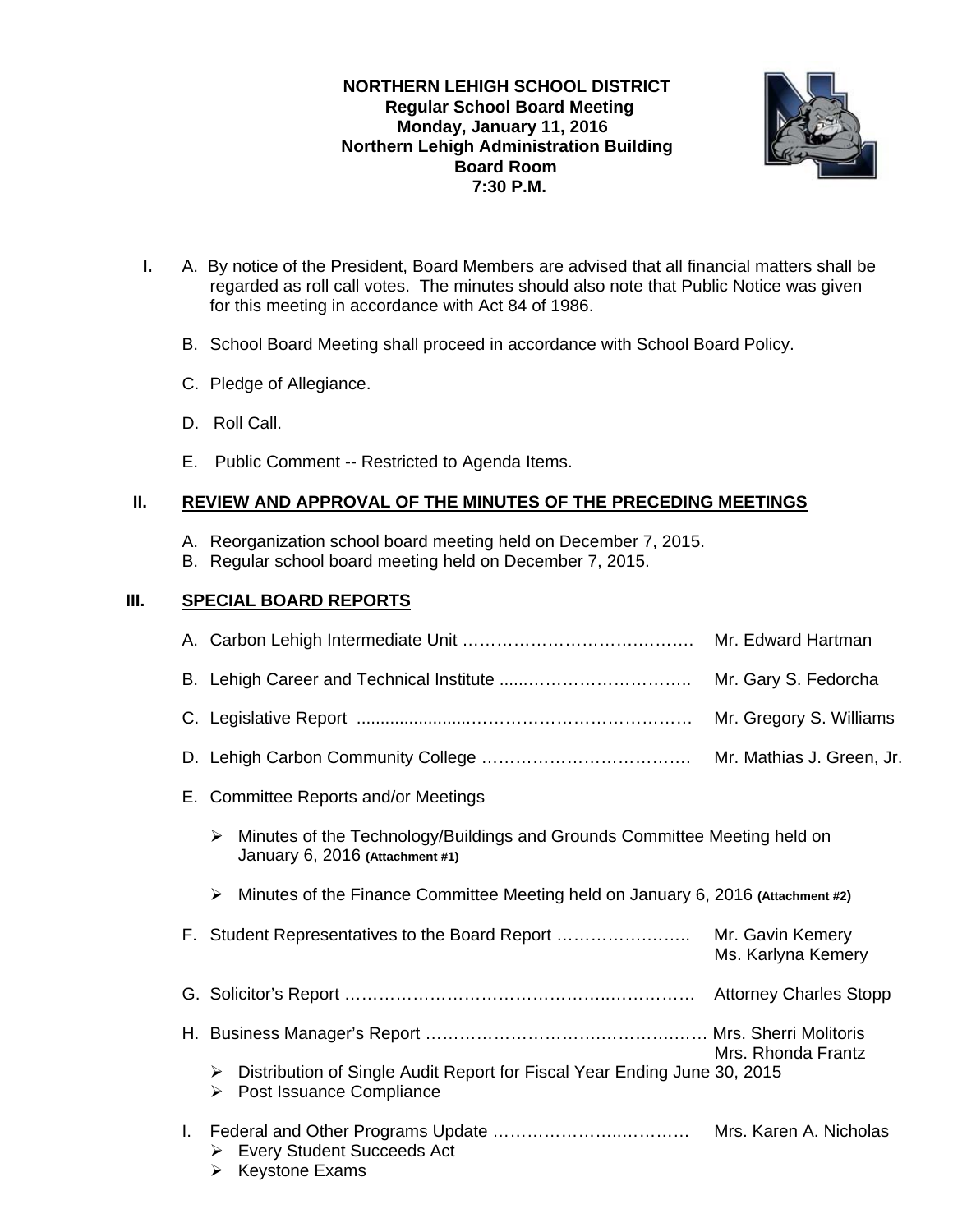**NORTHERN LEHIGH SCHOOL DISTRICT**
**Regular School Board Meeting**
**Monday, January 11, 2016**
**Northern Lehigh Administration Building**
**Board Room**
**7:30 P.M.**

**I.** A. By notice of the President, Board Members are advised that all financial matters shall be regarded as roll call votes. The minutes should also note that Public Notice was given for this meeting in accordance with Act 84 of 1986.

B. School Board Meeting shall proceed in accordance with School Board Policy.

C. Pledge of Allegiance.

D. Roll Call.

E. Public Comment -- Restricted to Agenda Items.

## II. REVIEW AND APPROVAL OF THE MINUTES OF THE PRECEDING MEETINGS

A. Reorganization school board meeting held on December 7, 2015.
B. Regular school board meeting held on December 7, 2015.

## III. SPECIAL BOARD REPORTS

A. Carbon Lehigh Intermediate Unit …………………………………… Mr. Edward Hartman

B. Lehigh Career and Technical Institute ......………………………….. Mr. Gary S. Fedorcha

C. Legislative Report .......................………………………………… Mr. Gregory S. Williams

D. Lehigh Carbon Community College ………………………………. Mr. Mathias J. Green, Jr.

E. Committee Reports and/or Meetings

- Minutes of the Technology/Buildings and Grounds Committee Meeting held on January 6, 2016 **(Attachment #1)**

- Minutes of the Finance Committee Meeting held on January 6, 2016 **(Attachment #2)**

F. Student Representatives to the Board Report …………………… Mr. Gavin Kemery
Ms. Karlyna Kemery

G. Solicitor's Report ……………………………………………………… Attorney Charles Stopp

H. Business Manager's Report ……………………………………………… Mrs. Sherri Molitoris
Mrs. Rhonda Frantz

- Distribution of Single Audit Report for Fiscal Year Ending June 30, 2015
- Post Issuance Compliance

I. Federal and Other Programs Update …………………………………… Mrs. Karen A. Nicholas

- Every Student Succeeds Act
- Keystone Exams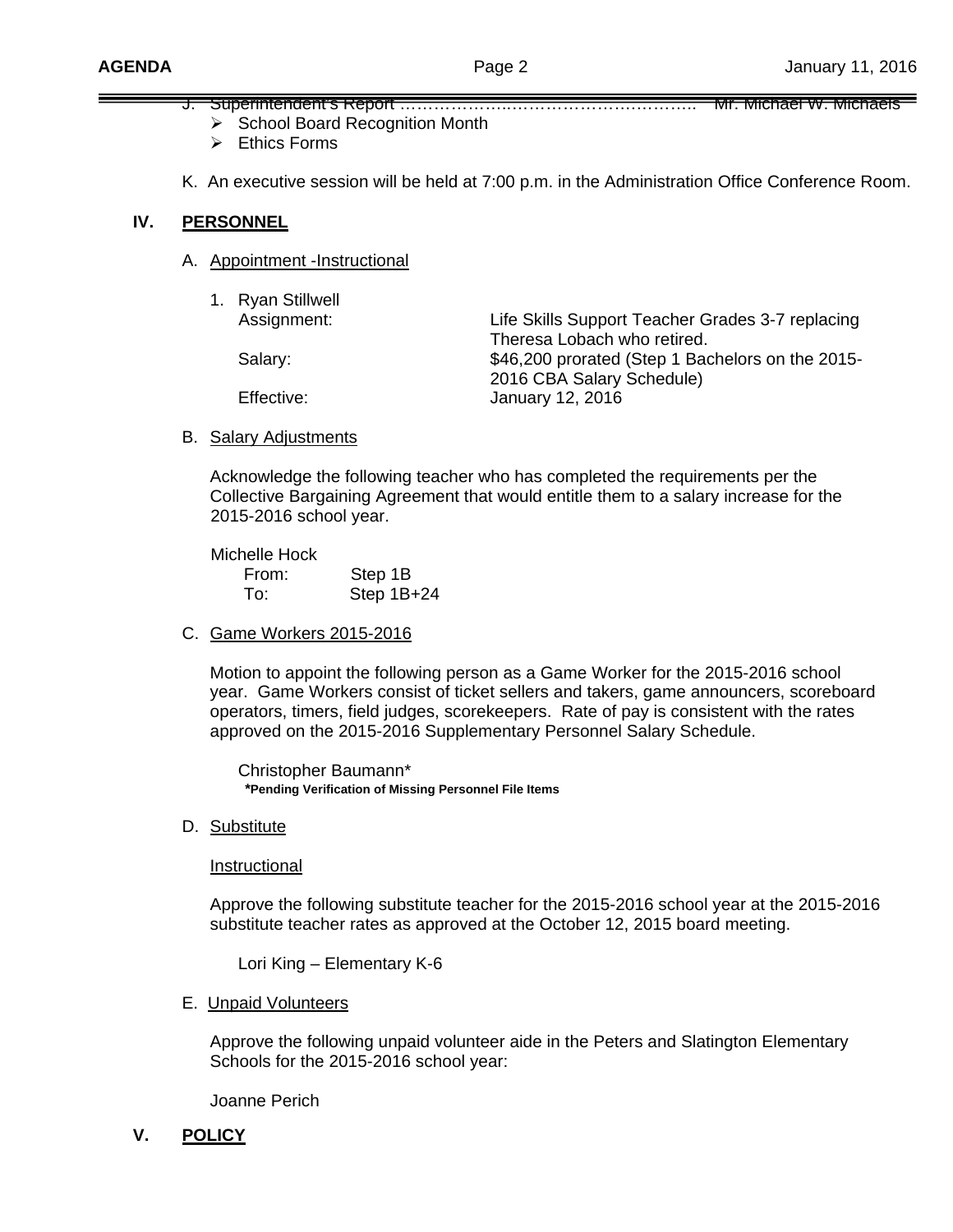J. Superintendent's Report ………………..…………………….………. Mr. Michael W. Michaels
   - School Board Recognition Month
   - Ethics Forms

K. An executive session will be held at 7:00 p.m. in the Administration Office Conference Room.

## IV. PERSONNEL

A. Appointment -Instructional

1. Ryan Stillwell

| | |
|---|---|
| Assignment: | Life Skills Support Teacher Grades 3-7 replacing Theresa Lobach who retired. |
| Salary: | $46,200 prorated (Step 1 Bachelors on the 2015-2016 CBA Salary Schedule) |
| Effective: | January 12, 2016 |

B. Salary Adjustments

Acknowledge the following teacher who has completed the requirements per the Collective Bargaining Agreement that would entitle them to a salary increase for the 2015-2016 school year.

Michelle Hock
From: Step 1B
To: Step 1B+24

C. Game Workers 2015-2016

Motion to appoint the following person as a Game Worker for the 2015-2016 school year. Game Workers consist of ticket sellers and takers, game announcers, scoreboard operators, timers, field judges, scorekeepers. Rate of pay is consistent with the rates approved on the 2015-2016 Supplementary Personnel Salary Schedule.

Christopher Baumann*
**\*Pending Verification of Missing Personnel File Items**

D. Substitute

Instructional

Approve the following substitute teacher for the 2015-2016 school year at the 2015-2016 substitute teacher rates as approved at the October 12, 2015 board meeting.

Lori King – Elementary K-6

E. Unpaid Volunteers

Approve the following unpaid volunteer aide in the Peters and Slatington Elementary Schools for the 2015-2016 school year:

Joanne Perich

## V. POLICY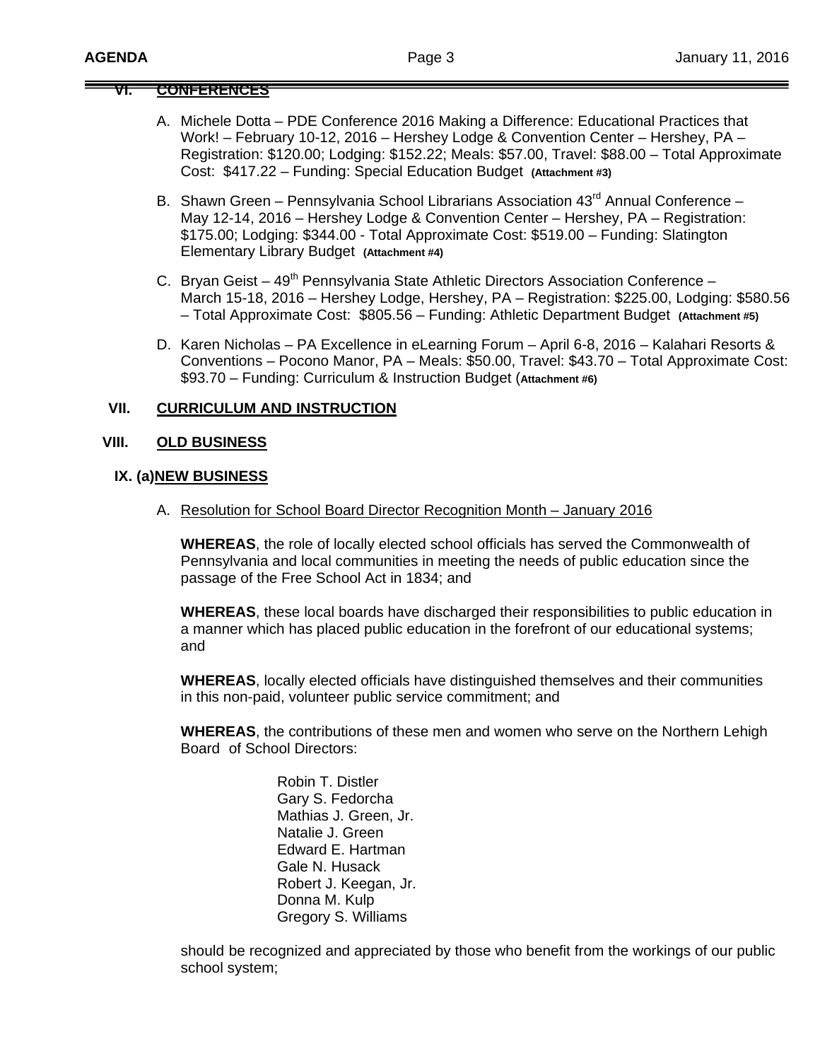## VI. CONFERENCES

A. Michele Dotta – PDE Conference 2016 Making a Difference: Educational Practices that Work! – February 10-12, 2016 – Hershey Lodge & Convention Center – Hershey, PA – Registration: $120.00; Lodging: $152.22; Meals: $57.00, Travel: $88.00 – Total Approximate Cost: $417.22 – Funding: Special Education Budget **(Attachment #3)**

B. Shawn Green – Pennsylvania School Librarians Association 43rd Annual Conference – May 12-14, 2016 – Hershey Lodge & Convention Center – Hershey, PA – Registration: $175.00; Lodging: $344.00 - Total Approximate Cost: $519.00 – Funding: Slatington Elementary Library Budget **(Attachment #4)**

C. Bryan Geist – 49th Pennsylvania State Athletic Directors Association Conference – March 15-18, 2016 – Hershey Lodge, Hershey, PA – Registration: $225.00, Lodging: $580.56 – Total Approximate Cost: $805.56 – Funding: Athletic Department Budget **(Attachment #5)**

D. Karen Nicholas – PA Excellence in eLearning Forum – April 6-8, 2016 – Kalahari Resorts & Conventions – Pocono Manor, PA – Meals: $50.00, Travel: $43.70 – Total Approximate Cost: $93.70 – Funding: Curriculum & Instruction Budget (**Attachment #6)**

## VII. CURRICULUM AND INSTRUCTION

## VIII. OLD BUSINESS

## IX. (a) NEW BUSINESS

A. Resolution for School Board Director Recognition Month – January 2016

**WHEREAS**, the role of locally elected school officials has served the Commonwealth of Pennsylvania and local communities in meeting the needs of public education since the passage of the Free School Act in 1834; and

**WHEREAS**, these local boards have discharged their responsibilities to public education in a manner which has placed public education in the forefront of our educational systems; and

**WHEREAS**, locally elected officials have distinguished themselves and their communities in this non-paid, volunteer public service commitment; and

**WHEREAS**, the contributions of these men and women who serve on the Northern Lehigh Board of School Directors:

Robin T. Distler
Gary S. Fedorcha
Mathias J. Green, Jr.
Natalie J. Green
Edward E. Hartman
Gale N. Husack
Robert J. Keegan, Jr.
Donna M. Kulp
Gregory S. Williams

should be recognized and appreciated by those who benefit from the workings of our public school system;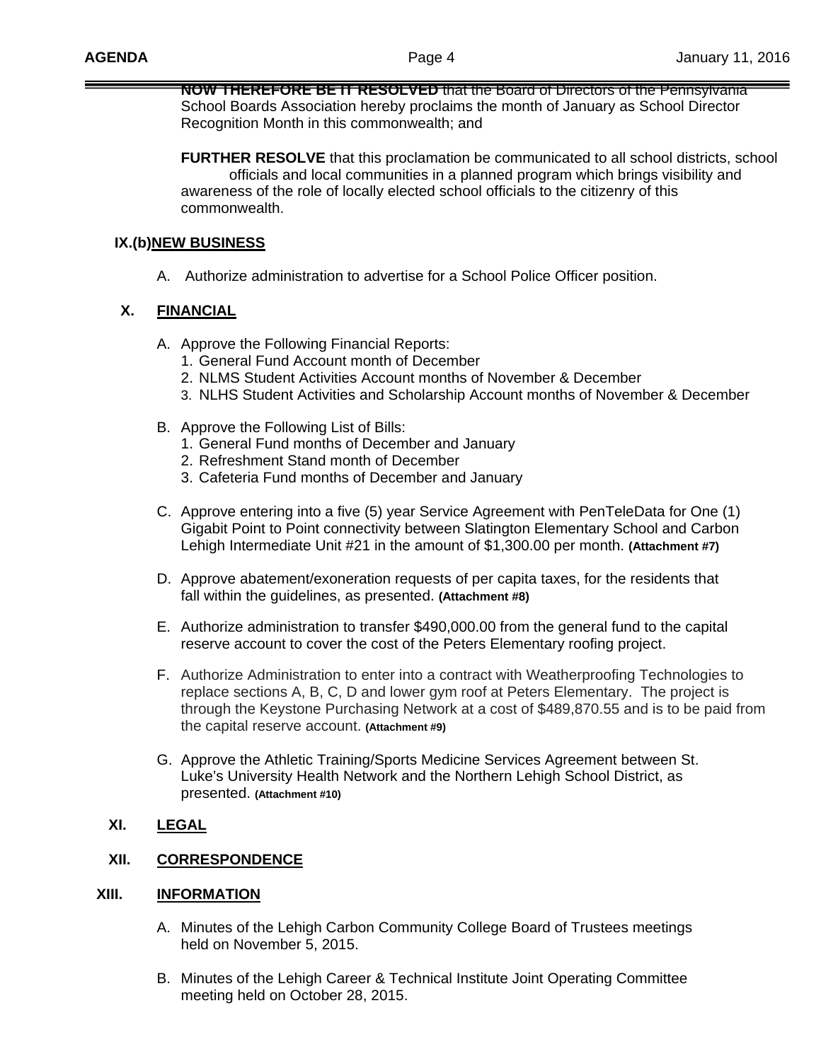**NOW THEREFORE BE IT RESOLVED** that the Board of Directors of the Pennsylvania School Boards Association hereby proclaims the month of January as School Director Recognition Month in this commonwealth; and

**FURTHER RESOLVE** that this proclamation be communicated to all school districts, school officials and local communities in a planned program which brings visibility and awareness of the role of locally elected school officials to the citizenry of this commonwealth.

## IX.(b) NEW BUSINESS

A. Authorize administration to advertise for a School Police Officer position.

## X. FINANCIAL

A. Approve the Following Financial Reports:
   1. General Fund Account month of December
   2. NLMS Student Activities Account months of November & December
   3. NLHS Student Activities and Scholarship Account months of November & December

B. Approve the Following List of Bills:
   1. General Fund months of December and January
   2. Refreshment Stand month of December
   3. Cafeteria Fund months of December and January

C. Approve entering into a five (5) year Service Agreement with PenTeleData for One (1) Gigabit Point to Point connectivity between Slatington Elementary School and Carbon Lehigh Intermediate Unit #21 in the amount of $1,300.00 per month. **(Attachment #7)**

D. Approve abatement/exoneration requests of per capita taxes, for the residents that fall within the guidelines, as presented. **(Attachment #8)**

E. Authorize administration to transfer $490,000.00 from the general fund to the capital reserve account to cover the cost of the Peters Elementary roofing project.

F. Authorize Administration to enter into a contract with Weatherproofing Technologies to replace sections A, B, C, D and lower gym roof at Peters Elementary. The project is through the Keystone Purchasing Network at a cost of $489,870.55 and is to be paid from the capital reserve account. **(Attachment #9)**

G. Approve the Athletic Training/Sports Medicine Services Agreement between St. Luke's University Health Network and the Northern Lehigh School District, as presented. **(Attachment #10)**

## XI. LEGAL

## XII. CORRESPONDENCE

## XIII. INFORMATION

A. Minutes of the Lehigh Carbon Community College Board of Trustees meetings held on November 5, 2015.

B. Minutes of the Lehigh Career & Technical Institute Joint Operating Committee meeting held on October 28, 2015.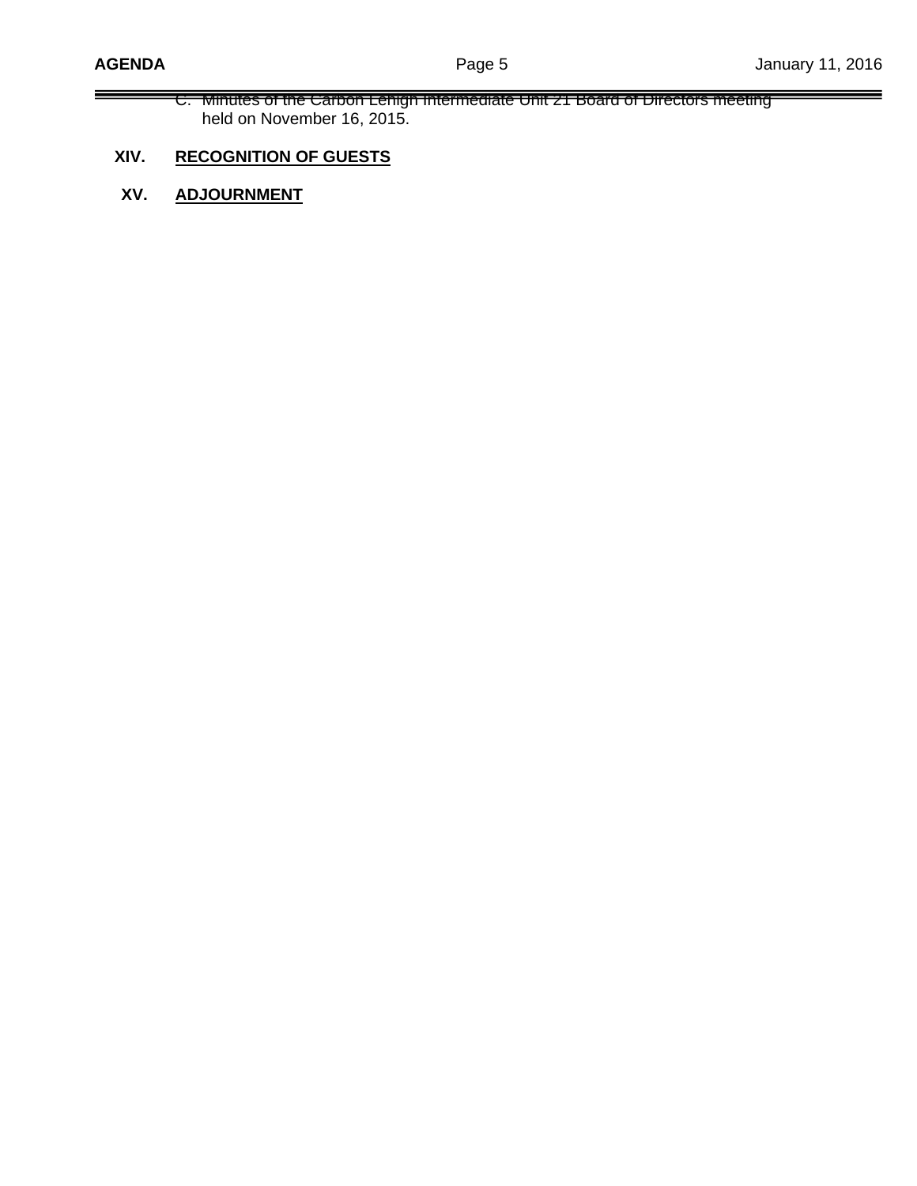C. Minutes of the Carbon Lehigh Intermediate Unit 21 Board of Directors meeting held on November 16, 2015.

## XIV. RECOGNITION OF GUESTS

## XV. ADJOURNMENT